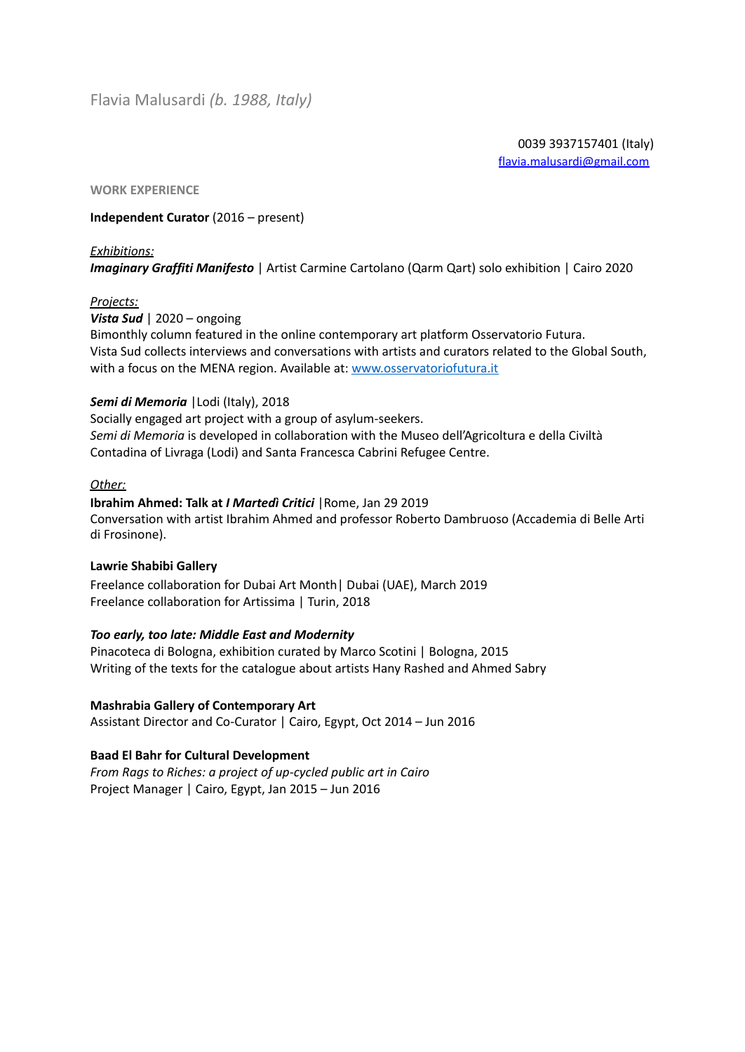# Flavia Malusardi *(b. 1988, Italy)*

0039 3937157401 (Italy)
[flavia.malusardi@gmail.com](mailto:flavia.malusardi@gmail.com)

## WORK EXPERIENCE

**Independent Curator** (2016 – present)

<u>*Exhibitions:*</u>
***Imaginary Graffiti Manifesto*** | Artist Carmine Cartolano (Qarm Qart) solo exhibition | Cairo 2020

<u>*Projects:*</u>
***Vista Sud*** | 2020 – ongoing
Bimonthly column featured in the online contemporary art platform Osservatorio Futura.
Vista Sud collects interviews and conversations with artists and curators related to the Global South, with a focus on the MENA region. Available at: [www.osservatoriofutura.it](http://www.osservatoriofutura.it)

***Semi di Memoria*** |Lodi (Italy), 2018
Socially engaged art project with a group of asylum-seekers.
*Semi di Memoria* is developed in collaboration with the Museo dell'Agricoltura e della Civiltà Contadina of Livraga (Lodi) and Santa Francesca Cabrini Refugee Centre.

<u>*Other:*</u>
**Ibrahim Ahmed: Talk at *I Martedì Critici*** |Rome, Jan 29 2019
Conversation with artist Ibrahim Ahmed and professor Roberto Dambruoso (Accademia di Belle Arti di Frosinone).

**Lawrie Shabibi Gallery**
Freelance collaboration for Dubai Art Month| Dubai (UAE), March 2019
Freelance collaboration for Artissima | Turin, 2018

***Too early, too late: Middle East and Modernity***
Pinacoteca di Bologna, exhibition curated by Marco Scotini | Bologna, 2015
Writing of the texts for the catalogue about artists Hany Rashed and Ahmed Sabry

**Mashrabia Gallery of Contemporary Art**
Assistant Director and Co-Curator | Cairo, Egypt, Oct 2014 – Jun 2016

**Baad El Bahr for Cultural Development**
*From Rags to Riches: a project of up-cycled public art in Cairo*
Project Manager | Cairo, Egypt, Jan 2015 – Jun 2016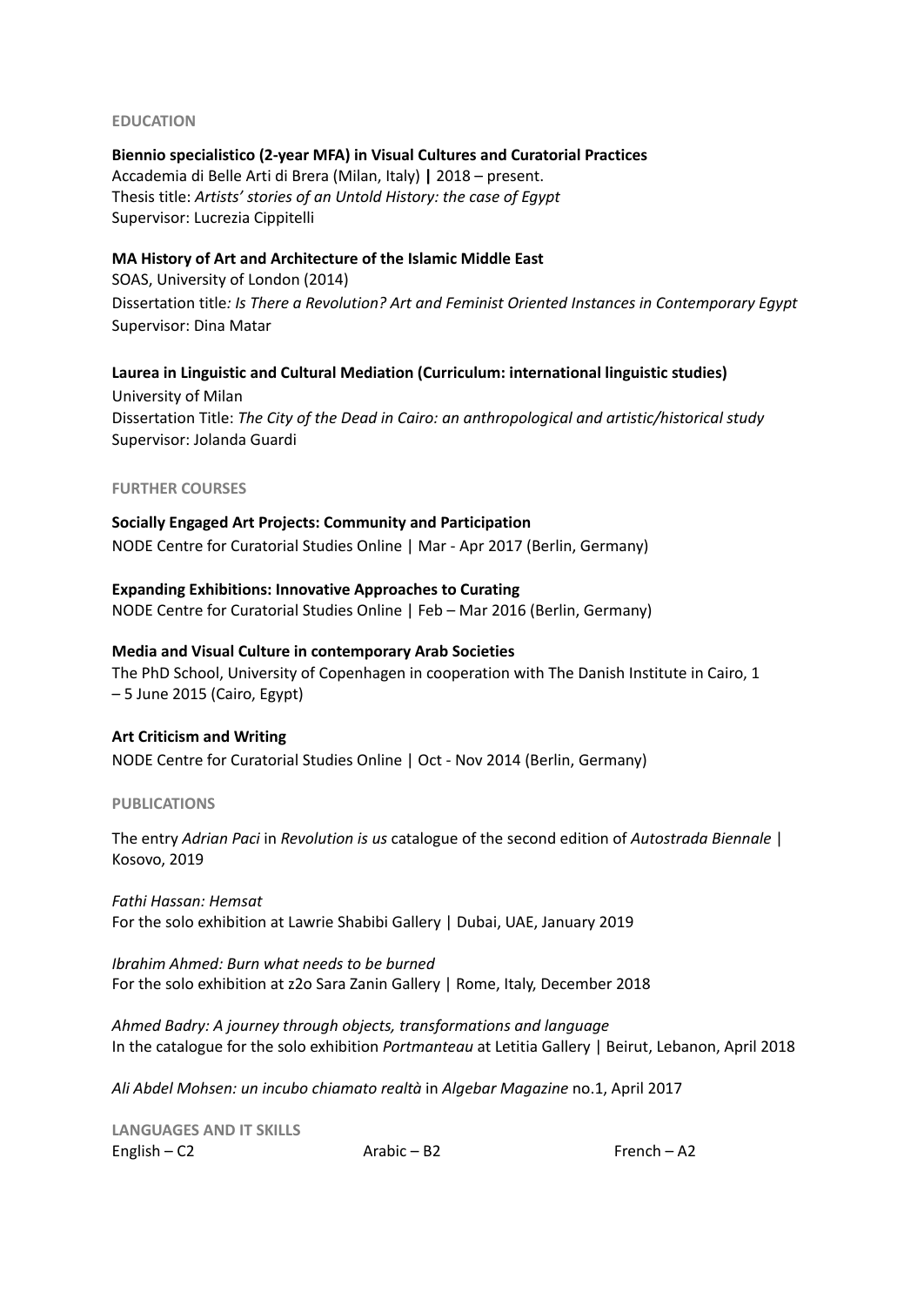## EDUCATION

**Biennio specialistico (2-year MFA) in Visual Cultures and Curatorial Practices**
Accademia di Belle Arti di Brera (Milan, Italy) **|** 2018 – present.
Thesis title: *Artists' stories of an Untold History: the case of Egypt*
Supervisor: Lucrezia Cippitelli

**MA History of Art and Architecture of the Islamic Middle East**
SOAS, University of London (2014)
Dissertation title*: Is There a Revolution? Art and Feminist Oriented Instances in Contemporary Egypt*
Supervisor: Dina Matar

**Laurea in Linguistic and Cultural Mediation (Curriculum: international linguistic studies)**
University of Milan
Dissertation Title: *The City of the Dead in Cairo: an anthropological and artistic/historical study*
Supervisor: Jolanda Guardi

## FURTHER COURSES

**Socially Engaged Art Projects: Community and Participation**
NODE Centre for Curatorial Studies Online | Mar - Apr 2017 (Berlin, Germany)

**Expanding Exhibitions: Innovative Approaches to Curating**
NODE Centre for Curatorial Studies Online | Feb – Mar 2016 (Berlin, Germany)

**Media and Visual Culture in contemporary Arab Societies**
The PhD School, University of Copenhagen in cooperation with The Danish Institute in Cairo, 1 – 5 June 2015 (Cairo, Egypt)

**Art Criticism and Writing**
NODE Centre for Curatorial Studies Online | Oct - Nov 2014 (Berlin, Germany)

## PUBLICATIONS

The entry *Adrian Paci* in *Revolution is us* catalogue of the second edition of *Autostrada Biennale* | Kosovo, 2019

*Fathi Hassan: Hemsat*
For the solo exhibition at Lawrie Shabibi Gallery | Dubai, UAE, January 2019

*Ibrahim Ahmed: Burn what needs to be burned*
For the solo exhibition at z2o Sara Zanin Gallery | Rome, Italy, December 2018

*Ahmed Badry: A journey through objects, transformations and language*
In the catalogue for the solo exhibition *Portmanteau* at Letitia Gallery | Beirut, Lebanon, April 2018

*Ali Abdel Mohsen: un incubo chiamato realtà* in *Algebar Magazine* no.1, April 2017

## LANGUAGES AND IT SKILLS

English – C2    Arabic – B2    French – A2